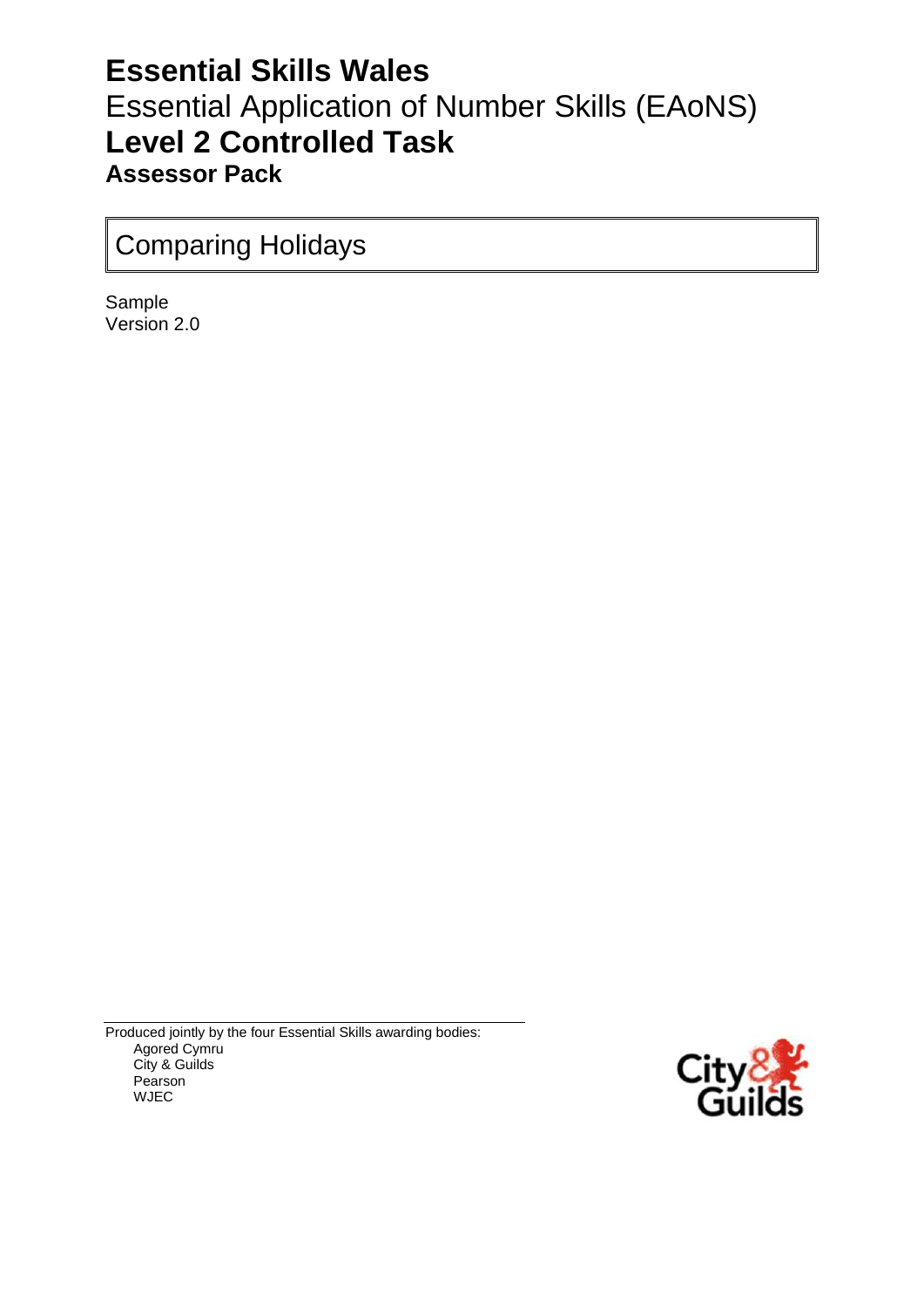# Essential Skills Wales

## Essential Application of Number Skills (EAoNS)

## **Level 2 Controlled Task**

### **Assessor Pack**

Comparing Holidays

Sample
Version 2.0

Produced jointly by the four Essential Skills awarding bodies:

- Agored Cymru
- City & Guilds
- Pearson
- WJEC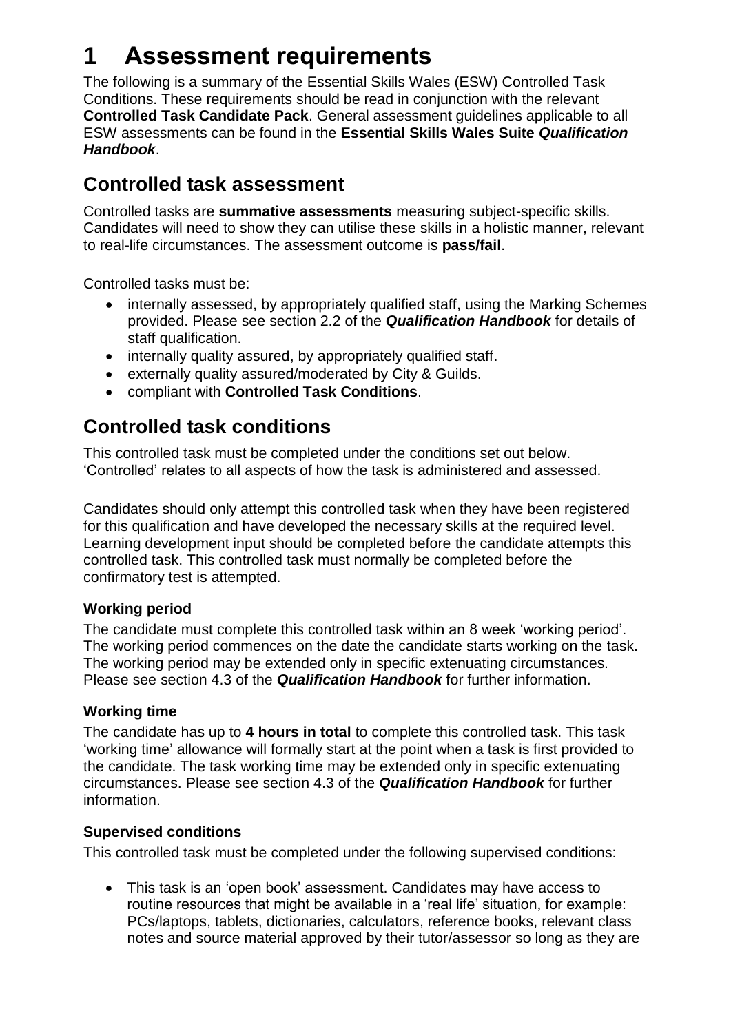# 1 Assessment requirements

The following is a summary of the Essential Skills Wales (ESW) Controlled Task Conditions. These requirements should be read in conjunction with the relevant **Controlled Task Candidate Pack**. General assessment guidelines applicable to all ESW assessments can be found in the **Essential Skills Wales Suite *Qualification Handbook***.

## Controlled task assessment

Controlled tasks are **summative assessments** measuring subject-specific skills. Candidates will need to show they can utilise these skills in a holistic manner, relevant to real-life circumstances. The assessment outcome is **pass/fail**.

Controlled tasks must be:

- internally assessed, by appropriately qualified staff, using the Marking Schemes provided. Please see section 2.2 of the ***Qualification Handbook*** for details of staff qualification.
- internally quality assured, by appropriately qualified staff.
- externally quality assured/moderated by City & Guilds.
- compliant with **Controlled Task Conditions**.

## Controlled task conditions

This controlled task must be completed under the conditions set out below. 'Controlled' relates to all aspects of how the task is administered and assessed.

Candidates should only attempt this controlled task when they have been registered for this qualification and have developed the necessary skills at the required level. Learning development input should be completed before the candidate attempts this controlled task. This controlled task must normally be completed before the confirmatory test is attempted.

### Working period

The candidate must complete this controlled task within an 8 week 'working period'. The working period commences on the date the candidate starts working on the task. The working period may be extended only in specific extenuating circumstances. Please see section 4.3 of the ***Qualification Handbook*** for further information.

### Working time

The candidate has up to **4 hours in total** to complete this controlled task. This task 'working time' allowance will formally start at the point when a task is first provided to the candidate. The task working time may be extended only in specific extenuating circumstances. Please see section 4.3 of the ***Qualification Handbook*** for further information.

### Supervised conditions

This controlled task must be completed under the following supervised conditions:

- This task is an 'open book' assessment. Candidates may have access to routine resources that might be available in a 'real life' situation, for example: PCs/laptops, tablets, dictionaries, calculators, reference books, relevant class notes and source material approved by their tutor/assessor so long as they are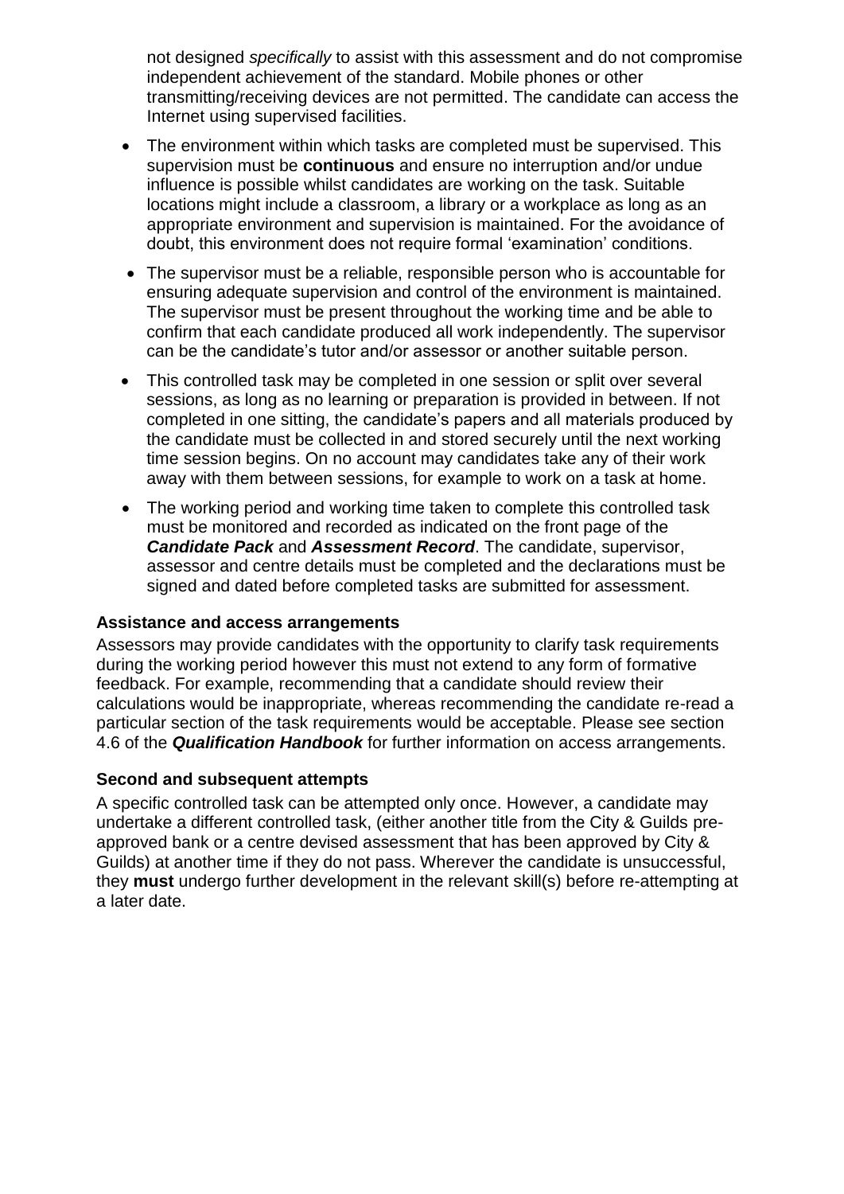not designed *specifically* to assist with this assessment and do not compromise independent achievement of the standard. Mobile phones or other transmitting/receiving devices are not permitted. The candidate can access the Internet using supervised facilities.

- The environment within which tasks are completed must be supervised. This supervision must be **continuous** and ensure no interruption and/or undue influence is possible whilst candidates are working on the task. Suitable locations might include a classroom, a library or a workplace as long as an appropriate environment and supervision is maintained. For the avoidance of doubt, this environment does not require formal 'examination' conditions.
- The supervisor must be a reliable, responsible person who is accountable for ensuring adequate supervision and control of the environment is maintained. The supervisor must be present throughout the working time and be able to confirm that each candidate produced all work independently. The supervisor can be the candidate's tutor and/or assessor or another suitable person.
- This controlled task may be completed in one session or split over several sessions, as long as no learning or preparation is provided in between. If not completed in one sitting, the candidate's papers and all materials produced by the candidate must be collected in and stored securely until the next working time session begins. On no account may candidates take any of their work away with them between sessions, for example to work on a task at home.
- The working period and working time taken to complete this controlled task must be monitored and recorded as indicated on the front page of the ***Candidate Pack*** and ***Assessment Record***. The candidate, supervisor, assessor and centre details must be completed and the declarations must be signed and dated before completed tasks are submitted for assessment.

**Assistance and access arrangements**

Assessors may provide candidates with the opportunity to clarify task requirements during the working period however this must not extend to any form of formative feedback. For example, recommending that a candidate should review their calculations would be inappropriate, whereas recommending the candidate re-read a particular section of the task requirements would be acceptable. Please see section 4.6 of the ***Qualification Handbook*** for further information on access arrangements.

**Second and subsequent attempts**

A specific controlled task can be attempted only once. However, a candidate may undertake a different controlled task, (either another title from the City & Guilds pre-approved bank or a centre devised assessment that has been approved by City & Guilds) at another time if they do not pass. Wherever the candidate is unsuccessful, they **must** undergo further development in the relevant skill(s) before re-attempting at a later date.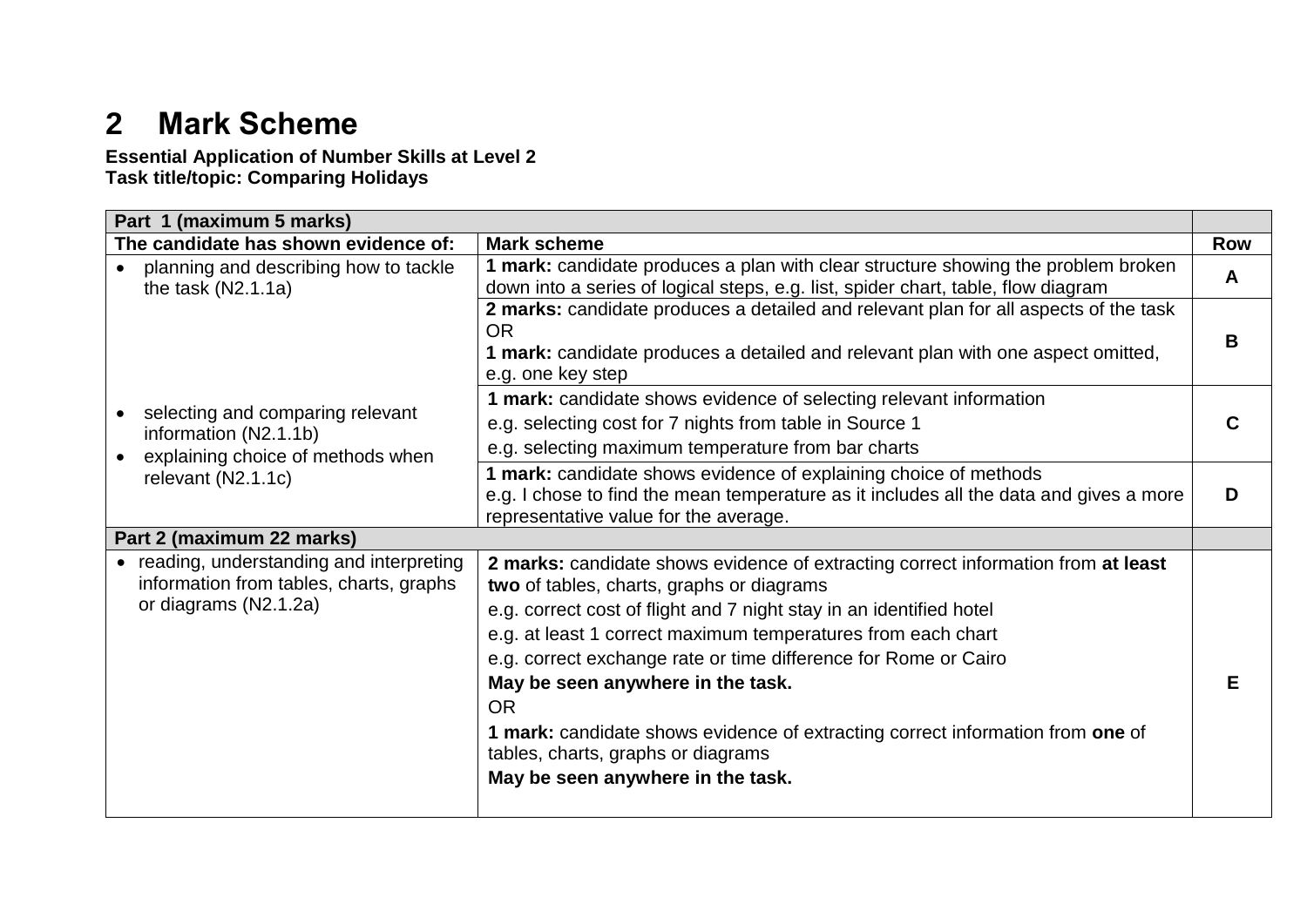## 2 Mark Scheme

**Essential Application of Number Skills at Level 2**
**Task title/topic: Comparing Holidays**

| **Part 1 (maximum 5 marks)** | | |
|---|---|---|
| **The candidate has shown evidence of:** | **Mark scheme** | **Row** |
| • planning and describing how to tackle the task (N2.1.1a) | **1 mark:** candidate produces a plan with clear structure showing the problem broken down into a series of logical steps, e.g. list, spider chart, table, flow diagram | **A** |
| | **2 marks:** candidate produces a detailed and relevant plan for all aspects of the task<br>OR<br>**1 mark:** candidate produces a detailed and relevant plan with one aspect omitted, e.g. one key step | **B** |
| • selecting and comparing relevant information (N2.1.1b)<br>• explaining choice of methods when relevant (N2.1.1c) | **1 mark:** candidate shows evidence of selecting relevant information<br>e.g. selecting cost for 7 nights from table in Source 1<br>e.g. selecting maximum temperature from bar charts | **C** |
| | **1 mark:** candidate shows evidence of explaining choice of methods<br>e.g. I chose to find the mean temperature as it includes all the data and gives a more representative value for the average. | **D** |
| **Part 2 (maximum 22 marks)** | | |
| • reading, understanding and interpreting information from tables, charts, graphs or diagrams (N2.1.2a) | **2 marks:** candidate shows evidence of extracting correct information from **at least two** of tables, charts, graphs or diagrams<br>e.g. correct cost of flight and 7 night stay in an identified hotel<br>e.g. at least 1 correct maximum temperatures from each chart<br>e.g. correct exchange rate or time difference for Rome or Cairo<br>**May be seen anywhere in the task.**<br>OR<br>**1 mark:** candidate shows evidence of extracting correct information from **one** of tables, charts, graphs or diagrams<br>**May be seen anywhere in the task.** | **E** |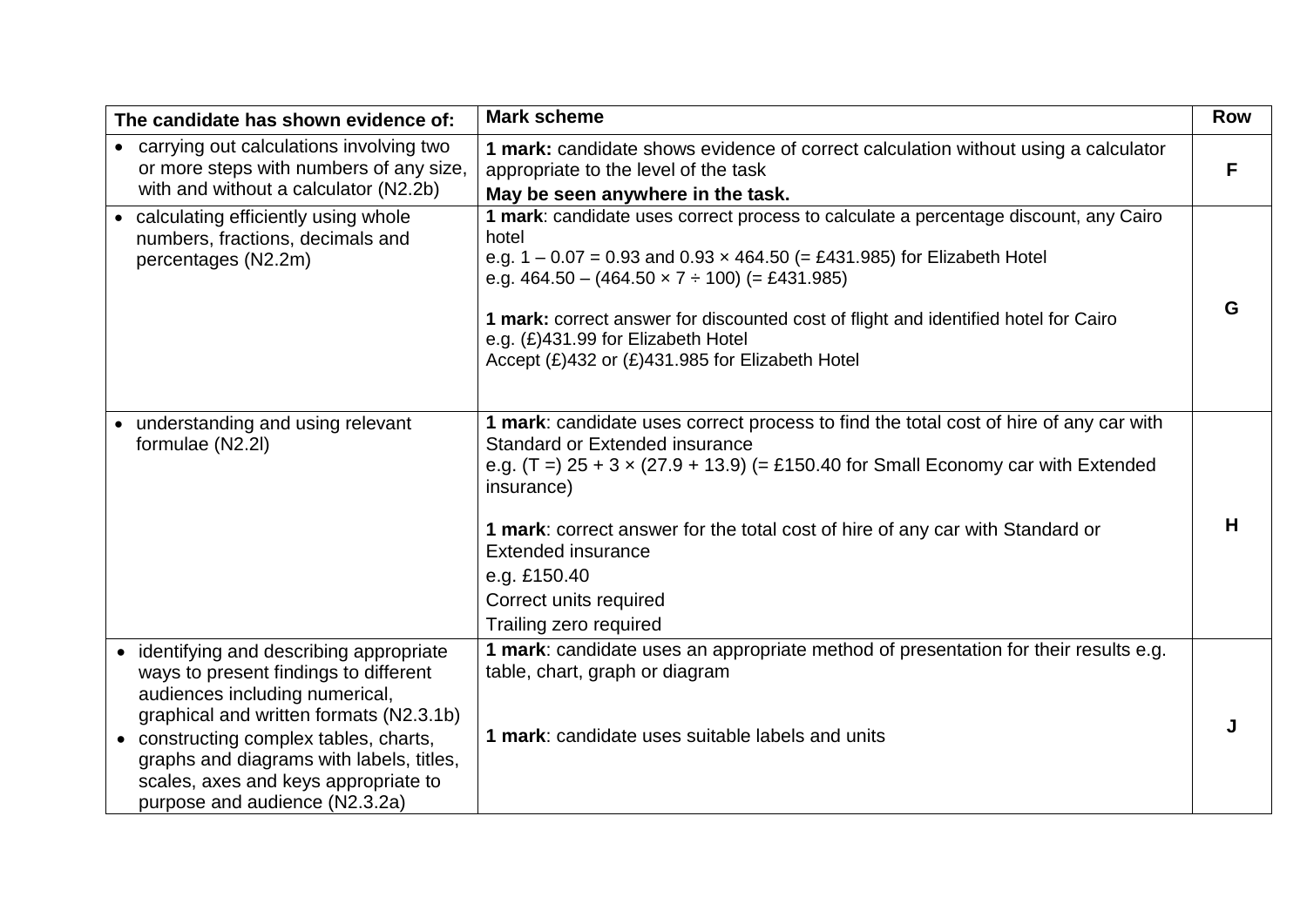| The candidate has shown evidence of: | Mark scheme | Row |
|---|---|---|
| • carrying out calculations involving two or more steps with numbers of any size, with and without a calculator (N2.2b) | **1 mark:** candidate shows evidence of correct calculation without using a calculator appropriate to the level of the task<br>**May be seen anywhere in the task.** | **F** |
| • calculating efficiently using whole numbers, fractions, decimals and percentages (N2.2m) | **1 mark**: candidate uses correct process to calculate a percentage discount, any Cairo hotel<br>e.g. 1 – 0.07 = 0.93 and 0.93 × 464.50 (= £431.985) for Elizabeth Hotel<br>e.g. 464.50 – (464.50 × 7 ÷ 100) (= £431.985)<br><br>**1 mark:** correct answer for discounted cost of flight and identified hotel for Cairo<br>e.g. (£)431.99 for Elizabeth Hotel<br>Accept (£)432 or (£)431.985 for Elizabeth Hotel | **G** |
| • understanding and using relevant formulae (N2.2l) | **1 mark**: candidate uses correct process to find the total cost of hire of any car with Standard or Extended insurance<br>e.g. (T =) 25 + 3 × (27.9 + 13.9) (= £150.40 for Small Economy car with Extended insurance)<br><br>**1 mark**: correct answer for the total cost of hire of any car with Standard or Extended insurance<br>e.g. £150.40<br>Correct units required<br>Trailing zero required | **H** |
| • identifying and describing appropriate ways to present findings to different audiences including numerical, graphical and written formats (N2.3.1b)<br>• constructing complex tables, charts, graphs and diagrams with labels, titles, scales, axes and keys appropriate to purpose and audience (N2.3.2a) | **1 mark**: candidate uses an appropriate method of presentation for their results e.g. table, chart, graph or diagram<br><br>**1 mark**: candidate uses suitable labels and units | **J** |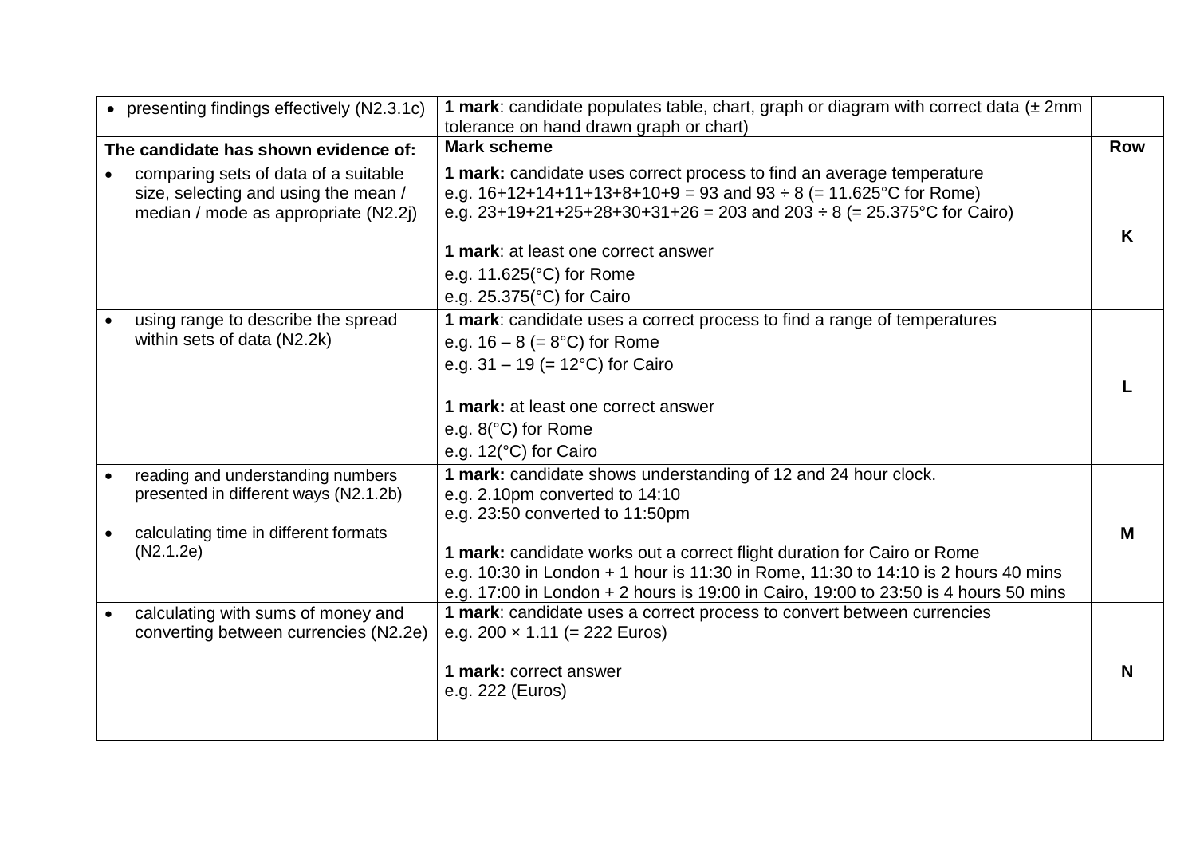| | | |
|---|---|---|
| • presenting findings effectively (N2.3.1c) | **1 mark**: candidate populates table, chart, graph or diagram with correct data (± 2mm tolerance on hand drawn graph or chart) | |
| **The candidate has shown evidence of:** | **Mark scheme** | **Row** |
| • comparing sets of data of a suitable size, selecting and using the mean / median / mode as appropriate (N2.2j) | **1 mark:** candidate uses correct process to find an average temperature<br>e.g. 16+12+14+11+13+8+10+9 = 93 and 93 ÷ 8 (= 11.625°C for Rome)<br>e.g. 23+19+21+25+28+30+31+26 = 203 and 203 ÷ 8 (= 25.375°C for Cairo)<br><br>**1 mark**: at least one correct answer<br>e.g. 11.625(°C) for Rome<br>e.g. 25.375(°C) for Cairo | **K** |
| • using range to describe the spread within sets of data (N2.2k) | **1 mark**: candidate uses a correct process to find a range of temperatures<br>e.g. 16 – 8 (= 8°C) for Rome<br>e.g. 31 – 19 (= 12°C) for Cairo<br><br>**1 mark:** at least one correct answer<br>e.g. 8(°C) for Rome<br>e.g. 12(°C) for Cairo | **L** |
| • reading and understanding numbers presented in different ways (N2.1.2b)<br><br>• calculating time in different formats (N2.1.2e) | **1 mark:** candidate shows understanding of 12 and 24 hour clock.<br>e.g. 2.10pm converted to 14:10<br>e.g. 23:50 converted to 11:50pm<br><br>**1 mark:** candidate works out a correct flight duration for Cairo or Rome<br>e.g. 10:30 in London + 1 hour is 11:30 in Rome, 11:30 to 14:10 is 2 hours 40 mins<br>e.g. 17:00 in London + 2 hours is 19:00 in Cairo, 19:00 to 23:50 is 4 hours 50 mins | **M** |
| • calculating with sums of money and converting between currencies (N2.2e) | **1 mark**: candidate uses a correct process to convert between currencies<br>e.g. 200 × 1.11 (= 222 Euros)<br><br>**1 mark:** correct answer<br>e.g. 222 (Euros) | **N** |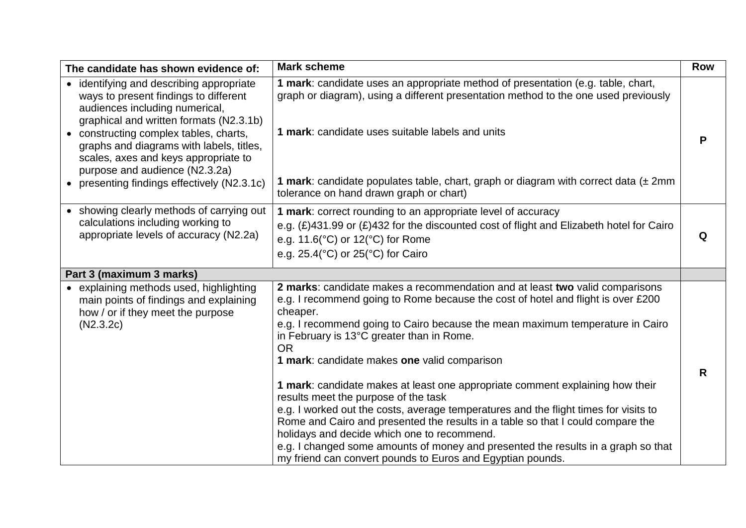| The candidate has shown evidence of: | Mark scheme | Row |
|---|---|---|
| • identifying and describing appropriate ways to present findings to different audiences including numerical, graphical and written formats (N2.3.1b)<br>• constructing complex tables, charts, graphs and diagrams with labels, titles, scales, axes and keys appropriate to purpose and audience (N2.3.2a)<br>• presenting findings effectively (N2.3.1c) | **1 mark**: candidate uses an appropriate method of presentation (e.g. table, chart, graph or diagram), using a different presentation method to the one used previously<br><br>**1 mark**: candidate uses suitable labels and units<br><br>**1 mark**: candidate populates table, chart, graph or diagram with correct data (± 2mm tolerance on hand drawn graph or chart) | **P** |
| • showing clearly methods of carrying out calculations including working to appropriate levels of accuracy (N2.2a) | **1 mark**: correct rounding to an appropriate level of accuracy<br>e.g. (£)431.99 or (£)432 for the discounted cost of flight and Elizabeth hotel for Cairo<br>e.g. 11.6(°C) or 12(°C) for Rome<br>e.g. 25.4(°C) or 25(°C) for Cairo | **Q** |
| **Part 3 (maximum 3 marks)** | | |
| • explaining methods used, highlighting main points of findings and explaining how / or if they meet the purpose (N2.3.2c) | **2 marks**: candidate makes a recommendation and at least **two** valid comparisons<br>e.g. I recommend going to Rome because the cost of hotel and flight is over £200 cheaper.<br>e.g. I recommend going to Cairo because the mean maximum temperature in Cairo in February is 13°C greater than in Rome.<br>OR<br>**1 mark**: candidate makes **one** valid comparison<br><br>**1 mark**: candidate makes at least one appropriate comment explaining how their results meet the purpose of the task<br>e.g. I worked out the costs, average temperatures and the flight times for visits to Rome and Cairo and presented the results in a table so that I could compare the holidays and decide which one to recommend.<br>e.g. I changed some amounts of money and presented the results in a graph so that my friend can convert pounds to Euros and Egyptian pounds. | **R** |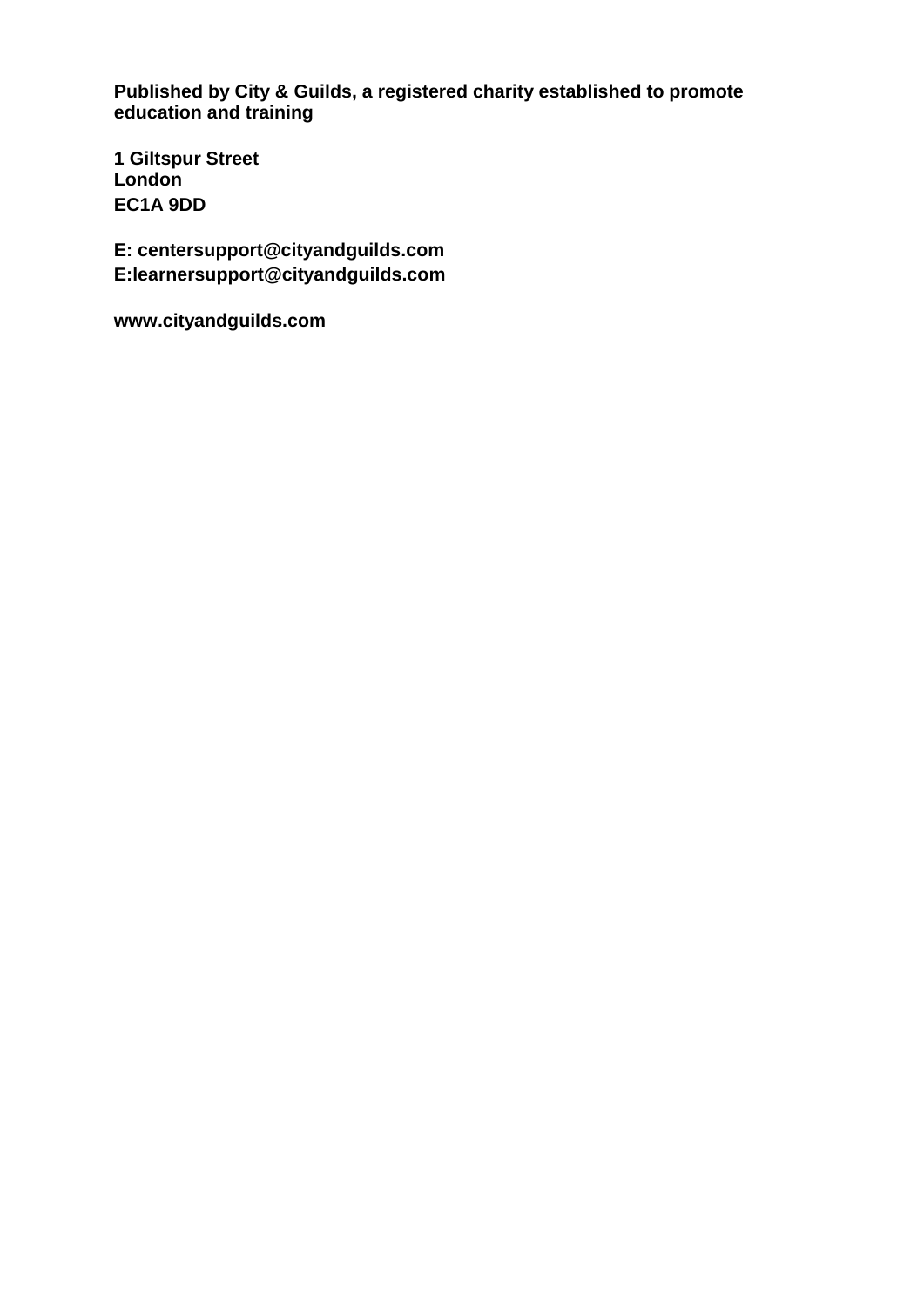**Published by City & Guilds, a registered charity established to promote education and training**

**1 Giltspur Street**
**London**
**EC1A 9DD**

**E: centersupport@cityandguilds.com**
**E:learnersupport@cityandguilds.com**

**www.cityandguilds.com**